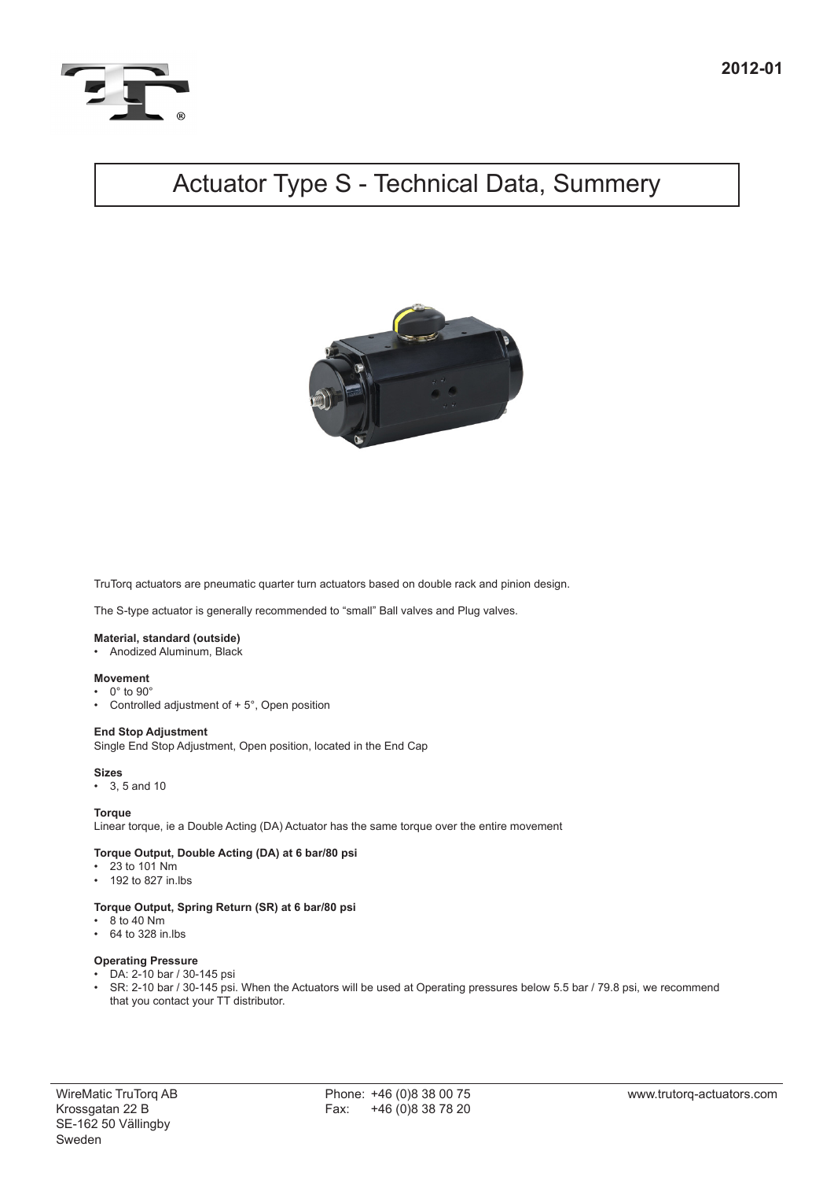2012-01

# Actuator Type S - Technical Data, Summery

TruTorq actuators are pneumatic quarter turn actuators based on double rack and pinion design.

The S-type actuator is generally recommended to "small" Ball valves and Plug valves.

**Material, standard (outside)**
- Anodized Aluminum, Black

**Movement**
- 0° to 90°
- Controlled adjustment of + 5°, Open position

**End Stop Adjustment**
Single End Stop Adjustment, Open position, located in the End Cap

**Sizes**
- 3, 5 and 10

**Torque**
Linear torque, ie a Double Acting (DA) Actuator has the same torque over the entire movement

**Torque Output, Double Acting (DA) at 6 bar/80 psi**
- 23 to 101 Nm
- 192 to 827 in.lbs

**Torque Output, Spring Return (SR) at 6 bar/80 psi**
- 8 to 40 Nm
- 64 to 328 in.lbs

**Operating Pressure**
- DA: 2-10 bar / 30-145 psi
- SR: 2-10 bar / 30-145 psi. When the Actuators will be used at Operating pressures below 5.5 bar / 79.8 psi, we recommend that you contact your TT distributor.

WireMatic TruTorq AB
Krossgatan 22 B
SE-162 50 Vällingby
Sweden

Phone: +46 (0)8 38 00 75
Fax: +46 (0)8 38 78 20

www.trutorq-actuators.com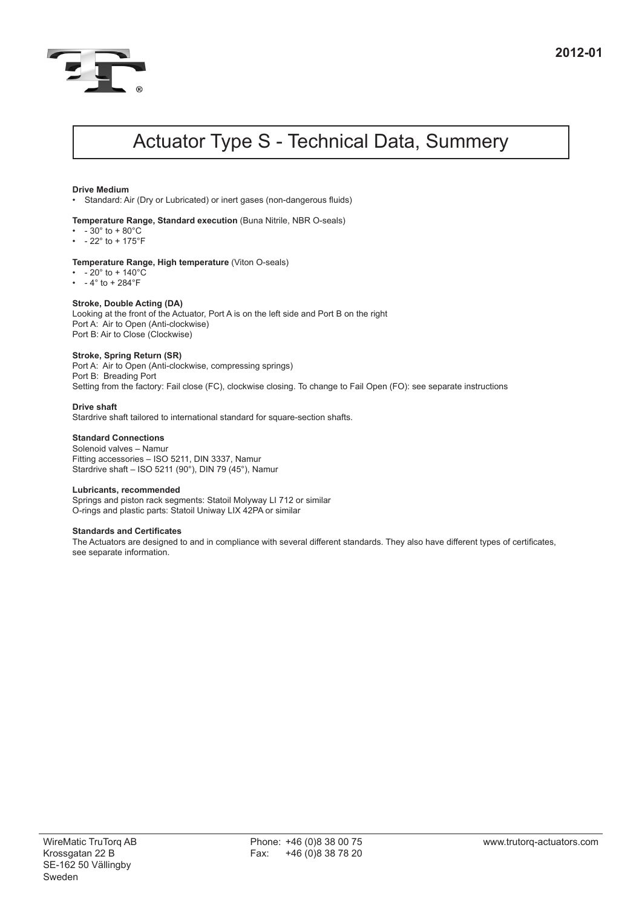# Actuator Type S - Technical Data, Summery

**Drive Medium**

- Standard: Air (Dry or Lubricated) or inert gases (non-dangerous fluids)

**Temperature Range, Standard execution** (Buna Nitrile, NBR O-seals)

- - 30° to + 80°C
- - 22° to + 175°F

**Temperature Range, High temperature** (Viton O-seals)

- - 20° to + 140°C
- - 4° to + 284°F

**Stroke, Double Acting (DA)**

Looking at the front of the Actuator, Port A is on the left side and Port B on the right
Port A: Air to Open (Anti-clockwise)
Port B: Air to Close (Clockwise)

**Stroke, Spring Return (SR)**

Port A: Air to Open (Anti-clockwise, compressing springs)
Port B: Breading Port
Setting from the factory: Fail close (FC), clockwise closing. To change to Fail Open (FO): see separate instructions

**Drive shaft**

Stardrive shaft tailored to international standard for square-section shafts.

**Standard Connections**

Solenoid valves – Namur
Fitting accessories – ISO 5211, DIN 3337, Namur
Stardrive shaft – ISO 5211 (90°), DIN 79 (45°), Namur

**Lubricants, recommended**

Springs and piston rack segments: Statoil Molyway LI 712 or similar
O-rings and plastic parts: Statoil Uniway LIX 42PA or similar

**Standards and Certificates**

The Actuators are designed to and in compliance with several different standards. They also have different types of certificates, see separate information.

WireMatic TruTorq AB
Krossgatan 22 B
SE-162 50 Vällingby
Sweden

Phone: +46 (0)8 38 00 75
Fax: +46 (0)8 38 78 20

www.trutorq-actuators.com